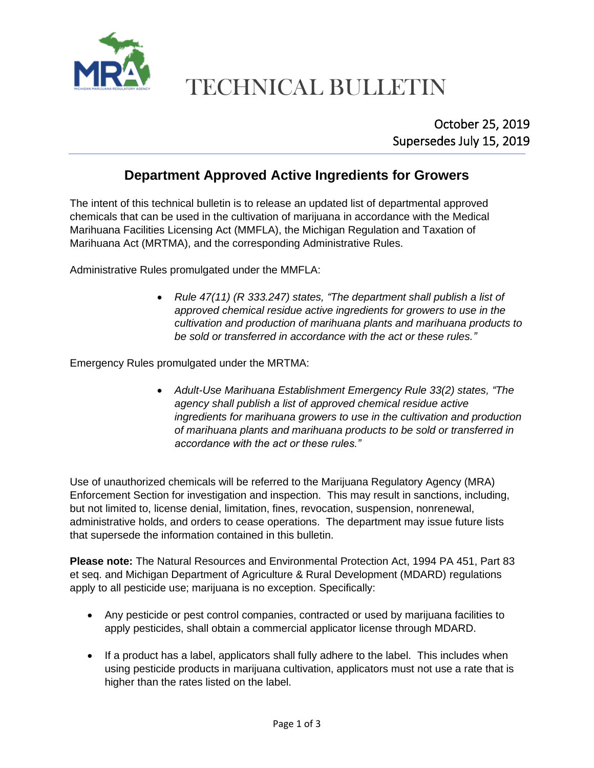# TECHNICAL BULLETIN

October 25, 2019
Supersedes July 15, 2019

## Department Approved Active Ingredients for Growers

The intent of this technical bulletin is to release an updated list of departmental approved chemicals that can be used in the cultivation of marijuana in accordance with the Medical Marihuana Facilities Licensing Act (MMFLA), the Michigan Regulation and Taxation of Marihuana Act (MRTMA), and the corresponding Administrative Rules.

Administrative Rules promulgated under the MMFLA:

- *Rule 47(11) (R 333.247) states, "The department shall publish a list of approved chemical residue active ingredients for growers to use in the cultivation and production of marihuana plants and marihuana products to be sold or transferred in accordance with the act or these rules."*

Emergency Rules promulgated under the MRTMA:

- *Adult-Use Marihuana Establishment Emergency Rule 33(2) states, "The agency shall publish a list of approved chemical residue active ingredients for marihuana growers to use in the cultivation and production of marihuana plants and marihuana products to be sold or transferred in accordance with the act or these rules."*

Use of unauthorized chemicals will be referred to the Marijuana Regulatory Agency (MRA) Enforcement Section for investigation and inspection. This may result in sanctions, including, but not limited to, license denial, limitation, fines, revocation, suspension, nonrenewal, administrative holds, and orders to cease operations. The department may issue future lists that supersede the information contained in this bulletin.

**Please note:** The Natural Resources and Environmental Protection Act, 1994 PA 451, Part 83 et seq. and Michigan Department of Agriculture & Rural Development (MDARD) regulations apply to all pesticide use; marijuana is no exception. Specifically:

- Any pesticide or pest control companies, contracted or used by marijuana facilities to apply pesticides, shall obtain a commercial applicator license through MDARD.
- If a product has a label, applicators shall fully adhere to the label. This includes when using pesticide products in marijuana cultivation, applicators must not use a rate that is higher than the rates listed on the label.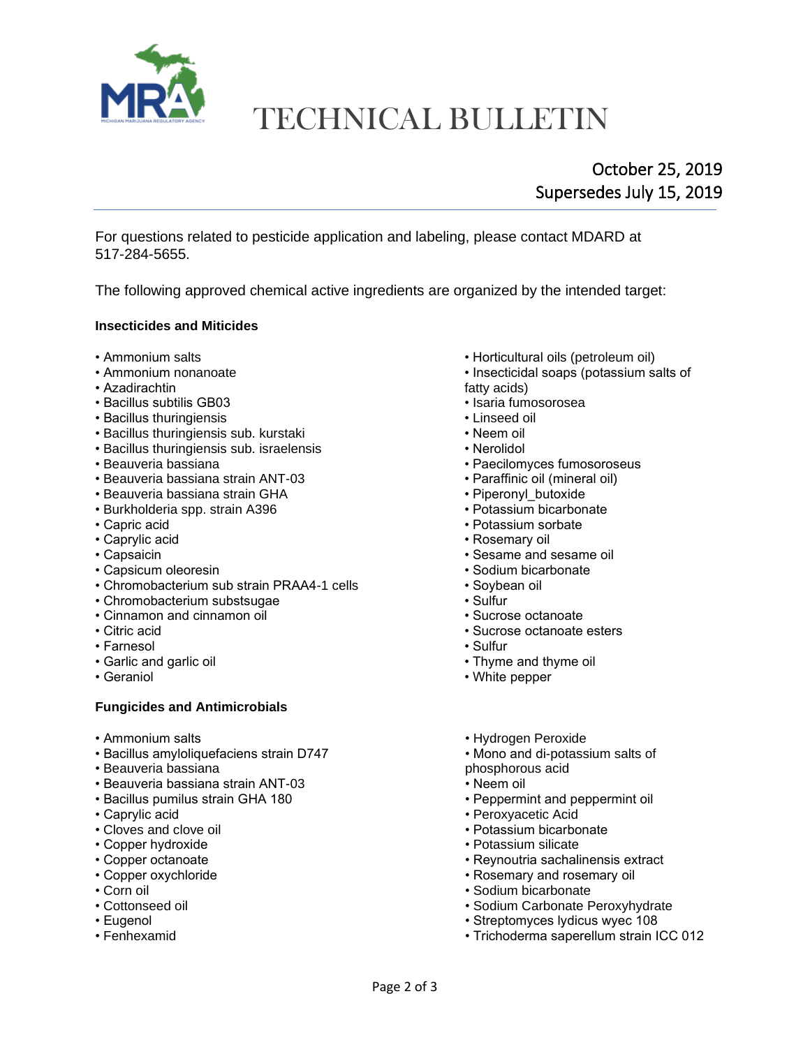# TECHNICAL BULLETIN

October 25, 2019
Supersedes July 15, 2019

For questions related to pesticide application and labeling, please contact MDARD at 517-284-5655.

The following approved chemical active ingredients are organized by the intended target:

**Insecticides and Miticides**

- Ammonium salts
- Ammonium nonanoate
- Azadirachtin
- Bacillus subtilis GB03
- Bacillus thuringiensis
- Bacillus thuringiensis sub. kurstaki
- Bacillus thuringiensis sub. israelensis
- Beauveria bassiana
- Beauveria bassiana strain ANT-03
- Beauveria bassiana strain GHA
- Burkholderia spp. strain A396
- Capric acid
- Caprylic acid
- Capsaicin
- Capsicum oleoresin
- Chromobacterium sub strain PRAA4-1 cells
- Chromobacterium substsugae
- Cinnamon and cinnamon oil
- Citric acid
- Farnesol
- Garlic and garlic oil
- Geraniol
- Horticultural oils (petroleum oil)
- Insecticidal soaps (potassium salts of fatty acids)
- Isaria fumosorosea
- Linseed oil
- Neem oil
- Nerolidol
- Paecilomyces fumosoroseus
- Paraffinic oil (mineral oil)
- Piperonyl_butoxide
- Potassium bicarbonate
- Potassium sorbate
- Rosemary oil
- Sesame and sesame oil
- Sodium bicarbonate
- Soybean oil
- Sulfur
- Sucrose octanoate
- Sucrose octanoate esters
- Sulfur
- Thyme and thyme oil
- White pepper

**Fungicides and Antimicrobials**

- Ammonium salts
- Bacillus amyloliquefaciens strain D747
- Beauveria bassiana
- Beauveria bassiana strain ANT-03
- Bacillus pumilus strain GHA 180
- Caprylic acid
- Cloves and clove oil
- Copper hydroxide
- Copper octanoate
- Copper oxychloride
- Corn oil
- Cottonseed oil
- Eugenol
- Fenhexamid
- Hydrogen Peroxide
- Mono and di-potassium salts of phosphorous acid
- Neem oil
- Peppermint and peppermint oil
- Peroxyacetic Acid
- Potassium bicarbonate
- Potassium silicate
- Reynoutria sachalinensis extract
- Rosemary and rosemary oil
- Sodium bicarbonate
- Sodium Carbonate Peroxyhydrate
- Streptomyces lydicus wyec 108
- Trichoderma saperellum strain ICC 012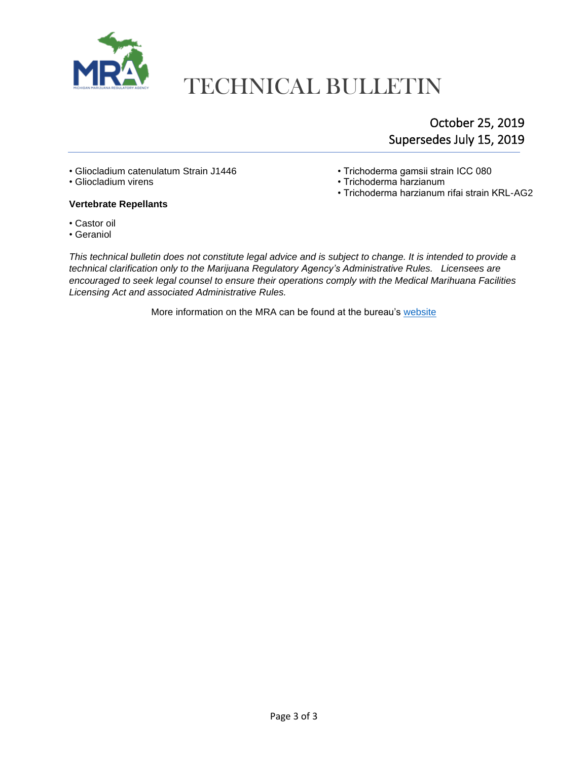- Gliocladium catenulatum Strain J1446
- Gliocladium virens
- Trichoderma gamsii strain ICC 080
- Trichoderma harzianum
- Trichoderma harzianum rifai strain KRL-AG2

**Vertebrate Repellants**

- Castor oil
- Geraniol

*This technical bulletin does not constitute legal advice and is subject to change. It is intended to provide a technical clarification only to the Marijuana Regulatory Agency's Administrative Rules. Licensees are encouraged to seek legal counsel to ensure their operations comply with the Medical Marihuana Facilities Licensing Act and associated Administrative Rules.*

More information on the MRA can be found at the bureau's website